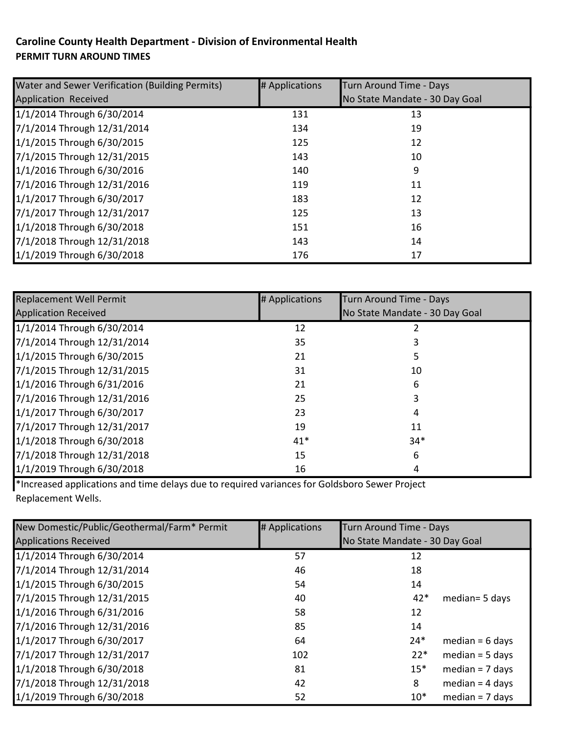**Caroline County Health Department - Division of Environmental Health**

**PERMIT TURN AROUND TIMES**

| Water and Sewer Verification (Building Permits) Application Received | # Applications | Turn Around Time - Days No State Mandate - 30 Day Goal |
|---|---|---|
| 1/1/2014 Through 6/30/2014 | 131 | 13 |
| 7/1/2014 Through 12/31/2014 | 134 | 19 |
| 1/1/2015 Through 6/30/2015 | 125 | 12 |
| 7/1/2015 Through 12/31/2015 | 143 | 10 |
| 1/1/2016 Through 6/30/2016 | 140 | 9 |
| 7/1/2016 Through 12/31/2016 | 119 | 11 |
| 1/1/2017 Through 6/30/2017 | 183 | 12 |
| 7/1/2017 Through 12/31/2017 | 125 | 13 |
| 1/1/2018 Through 6/30/2018 | 151 | 16 |
| 7/1/2018 Through 12/31/2018 | 143 | 14 |
| 1/1/2019 Through 6/30/2018 | 176 | 17 |

| Replacement Well Permit Application Received | # Applications | Turn Around Time - Days No State Mandate - 30 Day Goal |
|---|---|---|
| 1/1/2014 Through 6/30/2014 | 12 | 2 |
| 7/1/2014 Through 12/31/2014 | 35 | 3 |
| 1/1/2015 Through 6/30/2015 | 21 | 5 |
| 7/1/2015 Through 12/31/2015 | 31 | 10 |
| 1/1/2016 Through 6/31/2016 | 21 | 6 |
| 7/1/2016 Through 12/31/2016 | 25 | 3 |
| 1/1/2017 Through 6/30/2017 | 23 | 4 |
| 7/1/2017 Through 12/31/2017 | 19 | 11 |
| 1/1/2018 Through 6/30/2018 | 41* | 34* |
| 7/1/2018 Through 12/31/2018 | 15 | 6 |
| 1/1/2019 Through 6/30/2018 | 16 | 4 |

*Increased applications and time delays due to required variances for Goldsboro Sewer Project Replacement Wells.

| New Domestic/Public/Geothermal/Farm* Permit Applications Received | # Applications | Turn Around Time - Days No State Mandate - 30 Day Goal | |
|---|---|---|---|
| 1/1/2014 Through 6/30/2014 | 57 | 12 | |
| 7/1/2014 Through 12/31/2014 | 46 | 18 | |
| 1/1/2015 Through 6/30/2015 | 54 | 14 | |
| 7/1/2015 Through 12/31/2015 | 40 | 42* | median= 5 days |
| 1/1/2016 Through 6/31/2016 | 58 | 12 | |
| 7/1/2016 Through 12/31/2016 | 85 | 14 | |
| 1/1/2017 Through 6/30/2017 | 64 | 24* | median = 6 days |
| 7/1/2017 Through 12/31/2017 | 102 | 22* | median = 5 days |
| 1/1/2018 Through 6/30/2018 | 81 | 15* | median = 7 days |
| 7/1/2018 Through 12/31/2018 | 42 | 8 | median = 4 days |
| 1/1/2019 Through 6/30/2018 | 52 | 10* | median = 7 days |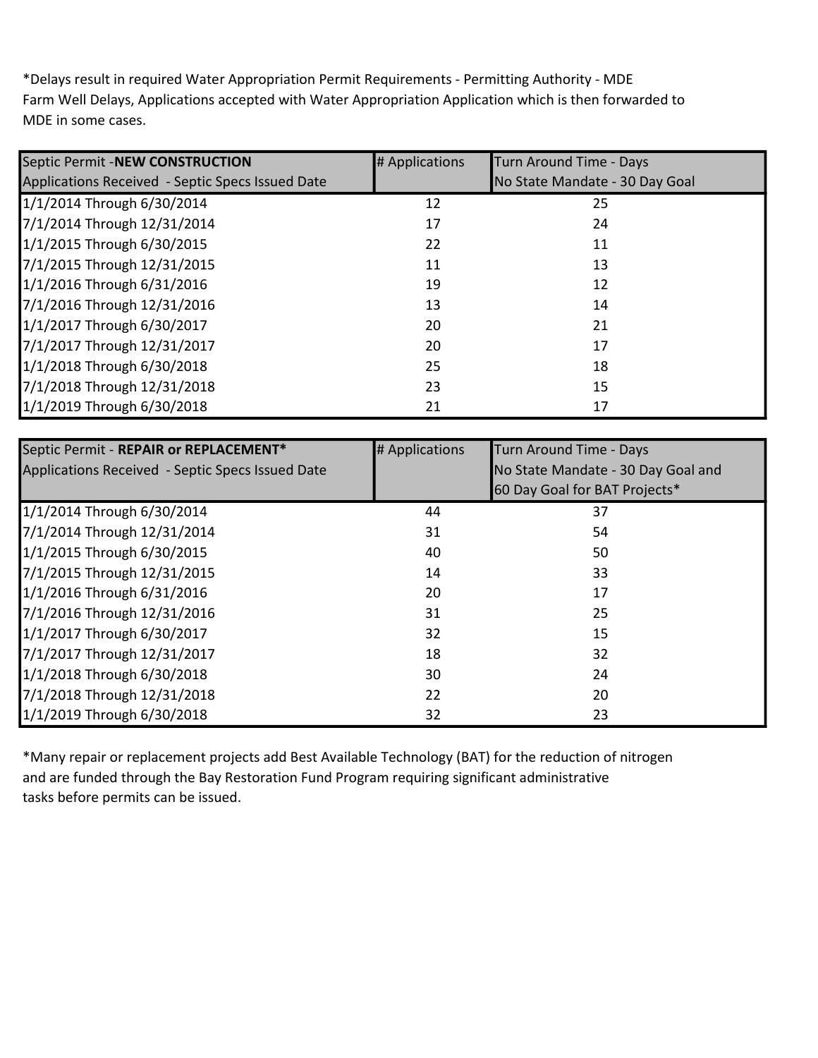*Delays result in required Water Appropriation Permit Requirements - Permitting Authority - MDE
Farm Well Delays, Applications accepted with Water Appropriation Application which is then forwarded to MDE in some cases.

| Septic Permit -**NEW CONSTRUCTION** Applications Received - Septic Specs Issued Date | # Applications | Turn Around Time - Days No State Mandate - 30 Day Goal |
|---|---|---|
| 1/1/2014 Through 6/30/2014 | 12 | 25 |
| 7/1/2014 Through 12/31/2014 | 17 | 24 |
| 1/1/2015 Through 6/30/2015 | 22 | 11 |
| 7/1/2015 Through 12/31/2015 | 11 | 13 |
| 1/1/2016 Through 6/31/2016 | 19 | 12 |
| 7/1/2016 Through 12/31/2016 | 13 | 14 |
| 1/1/2017 Through 6/30/2017 | 20 | 21 |
| 7/1/2017 Through 12/31/2017 | 20 | 17 |
| 1/1/2018 Through 6/30/2018 | 25 | 18 |
| 7/1/2018 Through 12/31/2018 | 23 | 15 |
| 1/1/2019 Through 6/30/2018 | 21 | 17 |

| Septic Permit - **REPAIR or REPLACEMENT*** Applications Received - Septic Specs Issued Date | # Applications | Turn Around Time - Days No State Mandate - 30 Day Goal and 60 Day Goal for BAT Projects* |
|---|---|---|
| 1/1/2014 Through 6/30/2014 | 44 | 37 |
| 7/1/2014 Through 12/31/2014 | 31 | 54 |
| 1/1/2015 Through 6/30/2015 | 40 | 50 |
| 7/1/2015 Through 12/31/2015 | 14 | 33 |
| 1/1/2016 Through 6/31/2016 | 20 | 17 |
| 7/1/2016 Through 12/31/2016 | 31 | 25 |
| 1/1/2017 Through 6/30/2017 | 32 | 15 |
| 7/1/2017 Through 12/31/2017 | 18 | 32 |
| 1/1/2018 Through 6/30/2018 | 30 | 24 |
| 7/1/2018 Through 12/31/2018 | 22 | 20 |
| 1/1/2019 Through 6/30/2018 | 32 | 23 |

*Many repair or replacement projects add Best Available Technology (BAT) for the reduction of nitrogen and are funded through the Bay Restoration Fund Program requiring significant administrative tasks before permits can be issued.